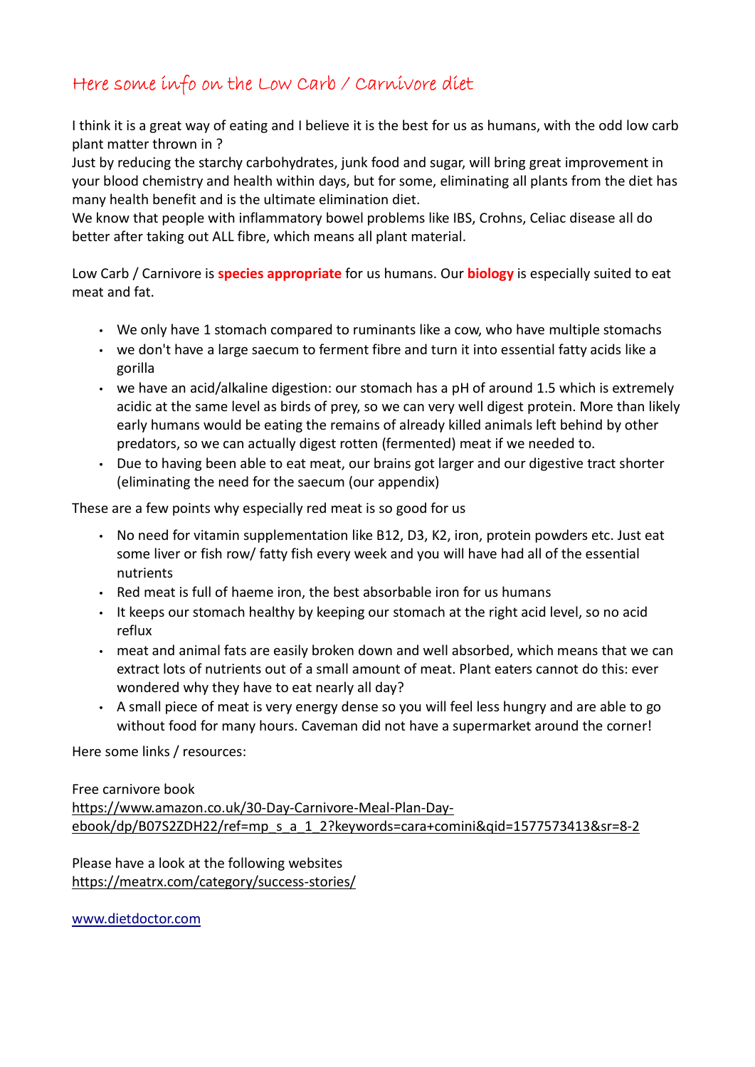# Here some info on the Low Carb / Carnivore diet

I think it is a great way of eating and I believe it is the best for us as humans, with the odd low carb plant matter thrown in ?
Just by reducing the starchy carbohydrates, junk food and sugar, will bring great improvement in your blood chemistry and health within days, but for some, eliminating all plants from the diet has many health benefit and is the ultimate elimination diet.
We know that people with inflammatory bowel problems like IBS, Crohns, Celiac disease all do better after taking out ALL fibre, which means all plant material.

Low Carb / Carnivore is **species appropriate** for us humans. Our **biology** is especially suited to eat meat and fat.

- We only have 1 stomach compared to ruminants like a cow, who have multiple stomachs
- we don't have a large saecum to ferment fibre and turn it into essential fatty acids like a gorilla
- we have an acid/alkaline digestion: our stomach has a pH of around 1.5 which is extremely acidic at the same level as birds of prey, so we can very well digest protein. More than likely early humans would be eating the remains of already killed animals left behind by other predators, so we can actually digest rotten (fermented) meat if we needed to.
- Due to having been able to eat meat, our brains got larger and our digestive tract shorter (eliminating the need for the saecum (our appendix)

These are a few points why especially red meat is so good for us

- No need for vitamin supplementation like B12, D3, K2, iron, protein powders etc. Just eat some liver or fish row/ fatty fish every week and you will have had all of the essential nutrients
- Red meat is full of haeme iron, the best absorbable iron for us humans
- It keeps our stomach healthy by keeping our stomach at the right acid level, so no acid reflux
- meat and animal fats are easily broken down and well absorbed, which means that we can extract lots of nutrients out of a small amount of meat. Plant eaters cannot do this: ever wondered why they have to eat nearly all day?
- A small piece of meat is very energy dense so you will feel less hungry and are able to go without food for many hours. Caveman did not have a supermarket around the corner!

Here some links / resources:

Free carnivore book
https://www.amazon.co.uk/30-Day-Carnivore-Meal-Plan-Day-ebook/dp/B07S2ZDH22/ref=mp_s_a_1_2?keywords=cara+comini&qid=1577573413&sr=8-2

Please have a look at the following websites
https://meatrx.com/category/success-stories/

www.dietdoctor.com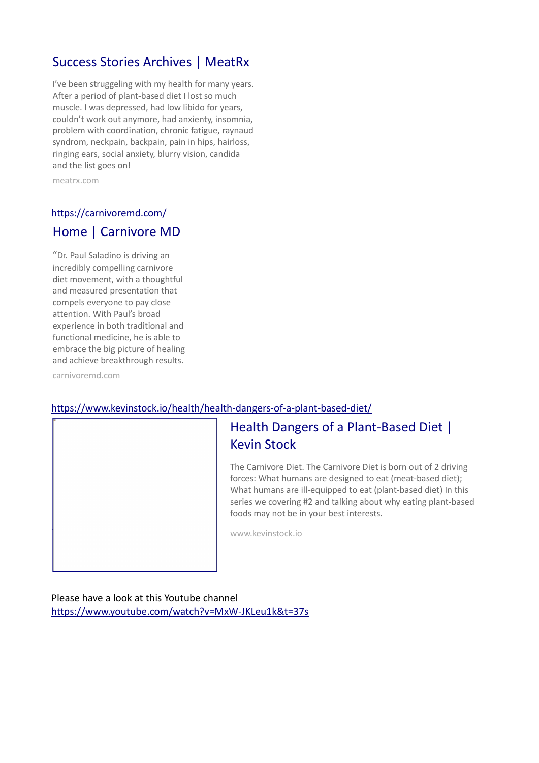## Success Stories Archives | MeatRx

I've been struggeling with my health for many years. After a period of plant-based diet I lost so much muscle. I was depressed, had low libido for years, couldn't work out anymore, had anxienty, insomnia, problem with coordination, chronic fatigue, raynaud syndrom, neckpain, backpain, pain in hips, hairloss, ringing ears, social anxiety, blurry vision, candida and the list goes on!

meatrx.com

https://carnivoremd.com/

## Home | Carnivore MD

"Dr. Paul Saladino is driving an incredibly compelling carnivore diet movement, with a thoughtful and measured presentation that compels everyone to pay close attention. With Paul's broad experience in both traditional and functional medicine, he is able to embrace the big picture of healing and achieve breakthrough results.

carnivoremd.com

https://www.kevinstock.io/health/health-dangers-of-a-plant-based-diet/

## Health Dangers of a Plant-Based Diet | Kevin Stock

The Carnivore Diet. The Carnivore Diet is born out of 2 driving forces: What humans are designed to eat (meat-based diet); What humans are ill-equipped to eat (plant-based diet) In this series we covering #2 and talking about why eating plant-based foods may not be in your best interests.

www.kevinstock.io

Please have a look at this Youtube channel
https://www.youtube.com/watch?v=MxW-JKLeu1k&t=37s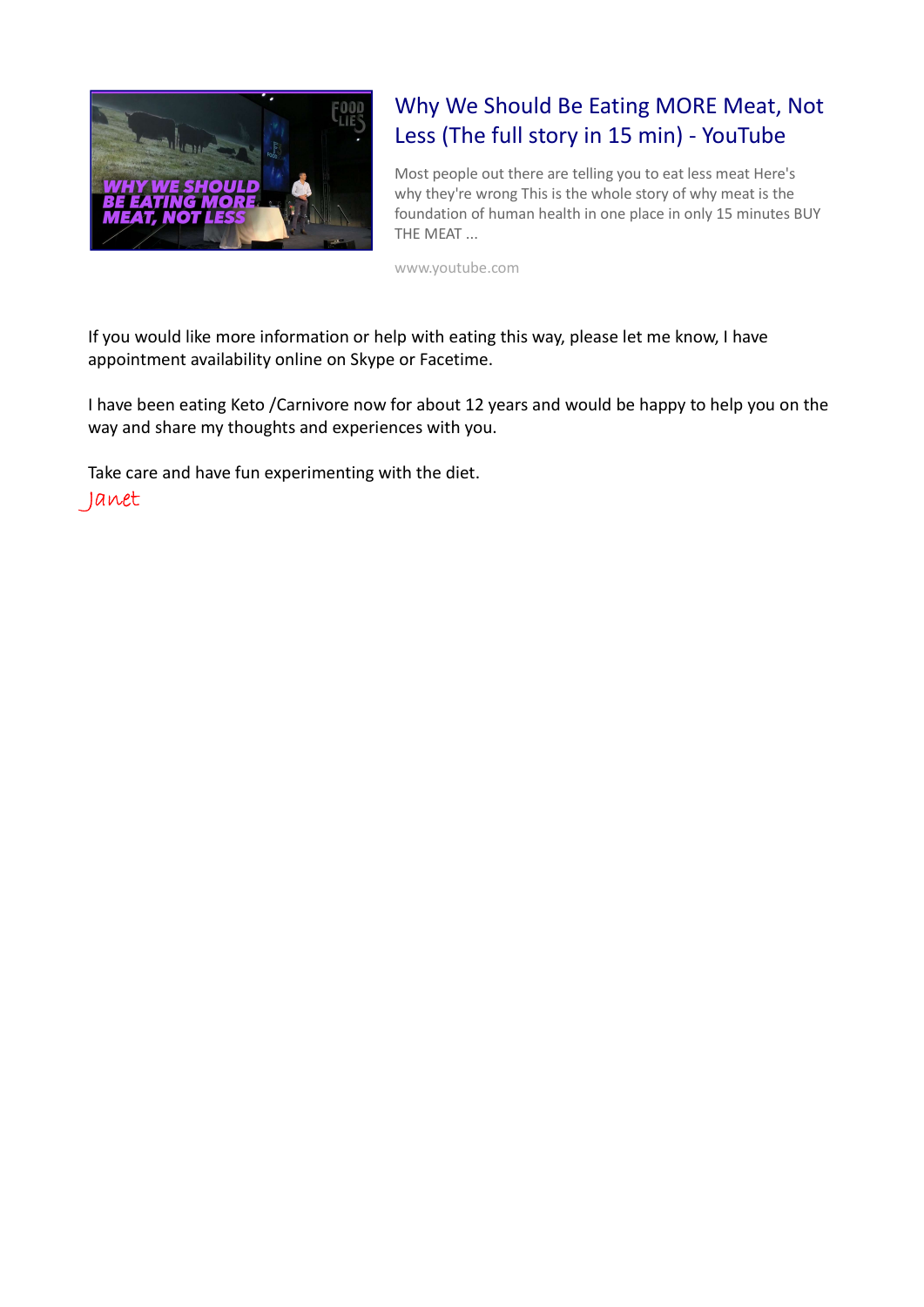[Why We Should Be Eating MORE Meat, Not Less (The full story in 15 min) - YouTube](www.youtube.com)

Most people out there are telling you to eat less meat Here's why they're wrong This is the whole story of why meat is the foundation of human health in one place in only 15 minutes BUY THE MEAT ...

www.youtube.com

If you would like more information or help with eating this way, please let me know, I have appointment availability online on Skype or Facetime.

I have been eating Keto /Carnivore now for about 12 years and would be happy to help you on the way and share my thoughts and experiences with you.

Take care and have fun experimenting with the diet.

Janet